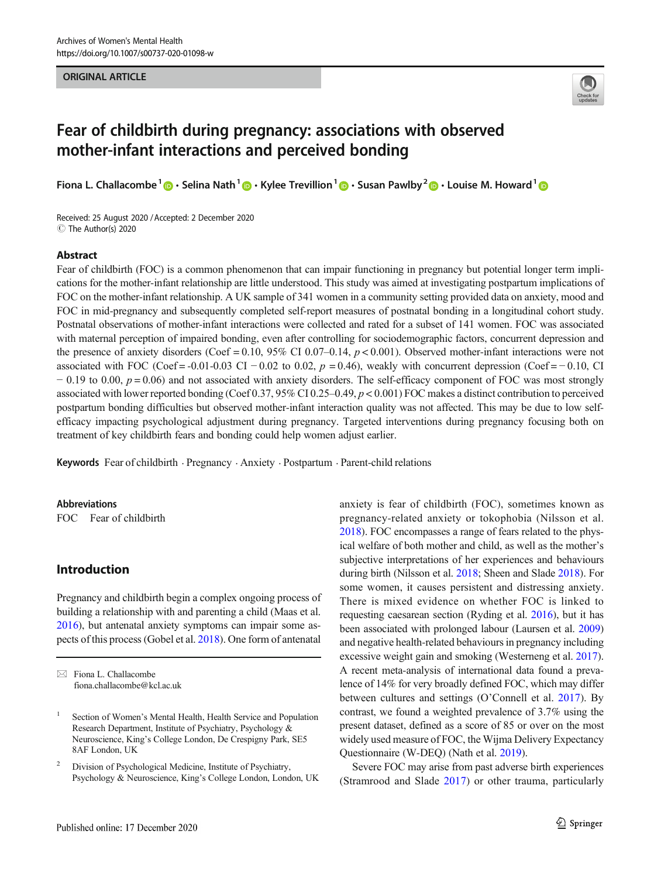ORIGINAL ARTICLE

# Fear of childbirth during pregnancy: associations with observed mother-infant interactions and perceived bonding

Fiona L. Challacombe[1] · Selina Nath[1] · Kylee Trevillion[1] · Susan Pawlby[2] · Louise M. Howard[1]

Received: 25 August 2020 / Accepted: 2 December 2020
© The Author(s) 2020

## Abstract

Fear of childbirth (FOC) is a common phenomenon that can impair functioning in pregnancy but potential longer term implications for the mother-infant relationship are little understood. This study was aimed at investigating postpartum implications of FOC on the mother-infant relationship. A UK sample of 341 women in a community setting provided data on anxiety, mood and FOC in mid-pregnancy and subsequently completed self-report measures of postnatal bonding in a longitudinal cohort study. Postnatal observations of mother-infant interactions were collected and rated for a subset of 141 women. FOC was associated with maternal perception of impaired bonding, even after controlling for sociodemographic factors, concurrent depression and the presence of anxiety disorders (Coef = 0.10, 95% CI 0.07–0.14, $p < 0.001$). Observed mother-infant interactions were not associated with FOC (Coef = -0.01-0.03 CI − 0.02 to 0.02, $p = 0.46$), weakly with concurrent depression (Coef = − 0.10, CI − 0.19 to 0.00, $p = 0.06$) and not associated with anxiety disorders. The self-efficacy component of FOC was most strongly associated with lower reported bonding (Coef 0.37, 95% CI 0.25–0.49, $p < 0.001$) FOC makes a distinct contribution to perceived postpartum bonding difficulties but observed mother-infant interaction quality was not affected. This may be due to low self-efficacy impacting psychological adjustment during pregnancy. Targeted interventions during pregnancy focusing both on treatment of key childbirth fears and bonding could help women adjust earlier.

**Keywords** Fear of childbirth · Pregnancy · Anxiety · Postpartum · Parent-child relations

**Abbreviations**

FOC  Fear of childbirth

## Introduction

Pregnancy and childbirth begin a complex ongoing process of building a relationship with and parenting a child (Maas et al. 2016), but antenatal anxiety symptoms can impair some aspects of this process (Gobel et al. 2018). One form of antenatal anxiety is fear of childbirth (FOC), sometimes known as pregnancy-related anxiety or tokophobia (Nilsson et al. 2018). FOC encompasses a range of fears related to the physical welfare of both mother and child, as well as the mother's subjective interpretations of her experiences and behaviours during birth (Nilsson et al. 2018; Sheen and Slade 2018). For some women, it causes persistent and distressing anxiety. There is mixed evidence on whether FOC is linked to requesting caesarean section (Ryding et al. 2016), but it has been associated with prolonged labour (Laursen et al. 2009) and negative health-related behaviours in pregnancy including excessive weight gain and smoking (Westerneng et al. 2017). A recent meta-analysis of international data found a prevalence of 14% for very broadly defined FOC, which may differ between cultures and settings (O'Connell et al. 2017). By contrast, we found a weighted prevalence of 3.7% using the present dataset, defined as a score of 85 or over on the most widely used measure of FOC, the Wijma Delivery Expectancy Questionnaire (W-DEQ) (Nath et al. 2019).

Severe FOC may arise from past adverse birth experiences (Stramrood and Slade 2017) or other trauma, particularly

---

✉ Fiona L. Challacombe
fiona.challacombe@kcl.ac.uk

[1] Section of Women's Mental Health, Health Service and Population Research Department, Institute of Psychiatry, Psychology & Neuroscience, King's College London, De Crespigny Park, SE5 8AF London, UK

[2] Division of Psychological Medicine, Institute of Psychiatry, Psychology & Neuroscience, King's College London, London, UK

Published online: 17 December 2020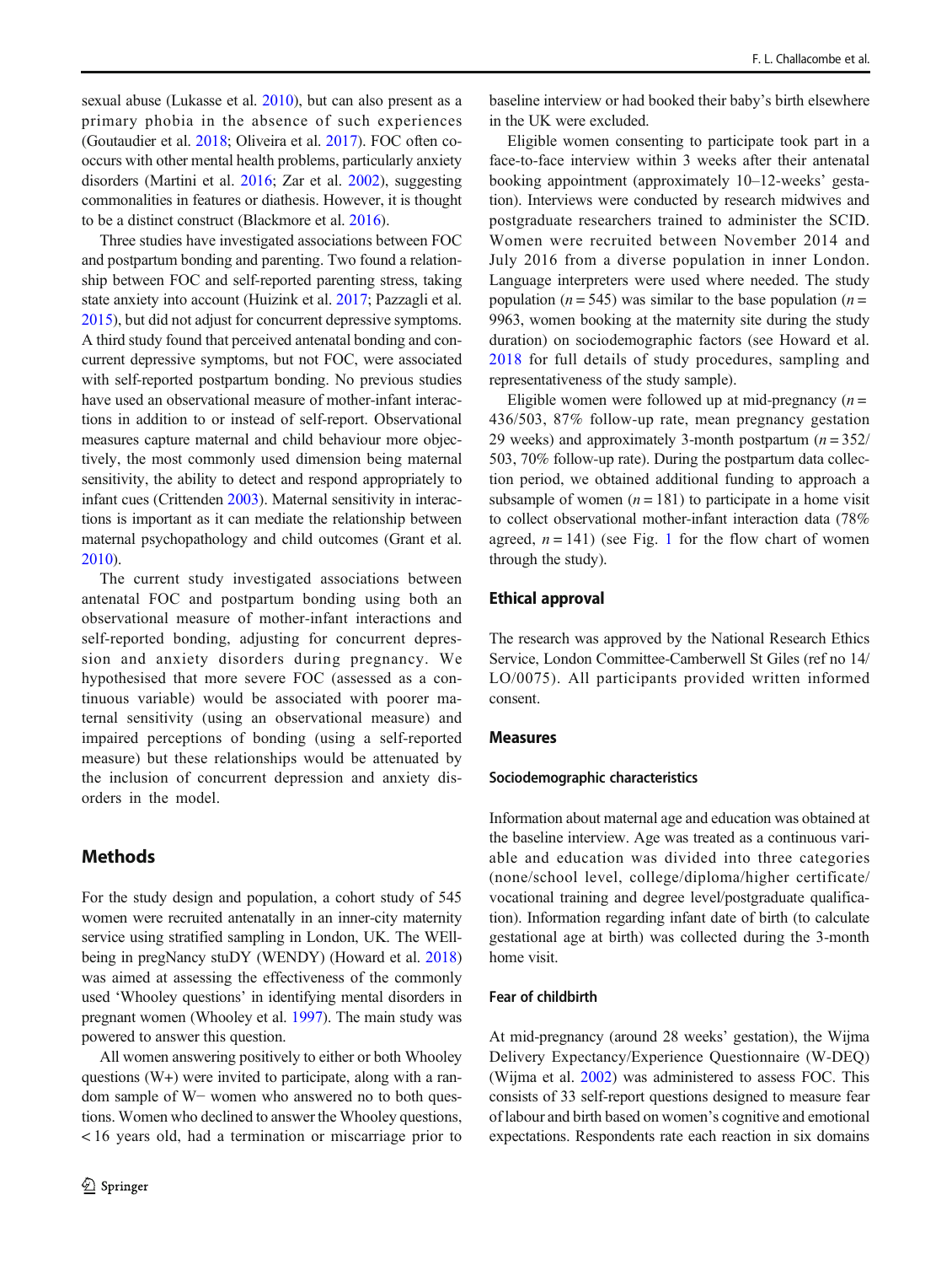sexual abuse (Lukasse et al. 2010), but can also present as a primary phobia in the absence of such experiences (Goutaudier et al. 2018; Oliveira et al. 2017). FOC often co-occurs with other mental health problems, particularly anxiety disorders (Martini et al. 2016; Zar et al. 2002), suggesting commonalities in features or diathesis. However, it is thought to be a distinct construct (Blackmore et al. 2016).

Three studies have investigated associations between FOC and postpartum bonding and parenting. Two found a relationship between FOC and self-reported parenting stress, taking state anxiety into account (Huizink et al. 2017; Pazzagli et al. 2015), but did not adjust for concurrent depressive symptoms. A third study found that perceived antenatal bonding and concurrent depressive symptoms, but not FOC, were associated with self-reported postpartum bonding. No previous studies have used an observational measure of mother-infant interactions in addition to or instead of self-report. Observational measures capture maternal and child behaviour more objectively, the most commonly used dimension being maternal sensitivity, the ability to detect and respond appropriately to infant cues (Crittenden 2003). Maternal sensitivity in interactions is important as it can mediate the relationship between maternal psychopathology and child outcomes (Grant et al. 2010).

The current study investigated associations between antenatal FOC and postpartum bonding using both an observational measure of mother-infant interactions and self-reported bonding, adjusting for concurrent depression and anxiety disorders during pregnancy. We hypothesised that more severe FOC (assessed as a continuous variable) would be associated with poorer maternal sensitivity (using an observational measure) and impaired perceptions of bonding (using a self-reported measure) but these relationships would be attenuated by the inclusion of concurrent depression and anxiety disorders in the model.

## Methods

For the study design and population, a cohort study of 545 women were recruited antenatally in an inner-city maternity service using stratified sampling in London, UK. The WEll-being in pregNancy stuDY (WENDY) (Howard et al. 2018) was aimed at assessing the effectiveness of the commonly used 'Whooley questions' in identifying mental disorders in pregnant women (Whooley et al. 1997). The main study was powered to answer this question.

All women answering positively to either or both Whooley questions (W+) were invited to participate, along with a random sample of W− women who answered no to both questions. Women who declined to answer the Whooley questions, < 16 years old, had a termination or miscarriage prior to baseline interview or had booked their baby's birth elsewhere in the UK were excluded.

Eligible women consenting to participate took part in a face-to-face interview within 3 weeks after their antenatal booking appointment (approximately 10–12-weeks' gestation). Interviews were conducted by research midwives and postgraduate researchers trained to administer the SCID. Women were recruited between November 2014 and July 2016 from a diverse population in inner London. Language interpreters were used where needed. The study population ($n = 545$) was similar to the base population ($n = 9963$, women booking at the maternity site during the study duration) on sociodemographic factors (see Howard et al. 2018 for full details of study procedures, sampling and representativeness of the study sample).

Eligible women were followed up at mid-pregnancy ($n = 436/503$, 87% follow-up rate, mean pregnancy gestation 29 weeks) and approximately 3-month postpartum ($n = 352/503$, 70% follow-up rate). During the postpartum data collection period, we obtained additional funding to approach a subsample of women ($n = 181$) to participate in a home visit to collect observational mother-infant interaction data (78% agreed, $n = 141$) (see Fig. 1 for the flow chart of women through the study).

## Ethical approval

The research was approved by the National Research Ethics Service, London Committee-Camberwell St Giles (ref no 14/LO/0075). All participants provided written informed consent.

## Measures

### Sociodemographic characteristics

Information about maternal age and education was obtained at the baseline interview. Age was treated as a continuous variable and education was divided into three categories (none/school level, college/diploma/higher certificate/vocational training and degree level/postgraduate qualification). Information regarding infant date of birth (to calculate gestational age at birth) was collected during the 3-month home visit.

### Fear of childbirth

At mid-pregnancy (around 28 weeks' gestation), the Wijma Delivery Expectancy/Experience Questionnaire (W-DEQ) (Wijma et al. 2002) was administered to assess FOC. This consists of 33 self-report questions designed to measure fear of labour and birth based on women's cognitive and emotional expectations. Respondents rate each reaction in six domains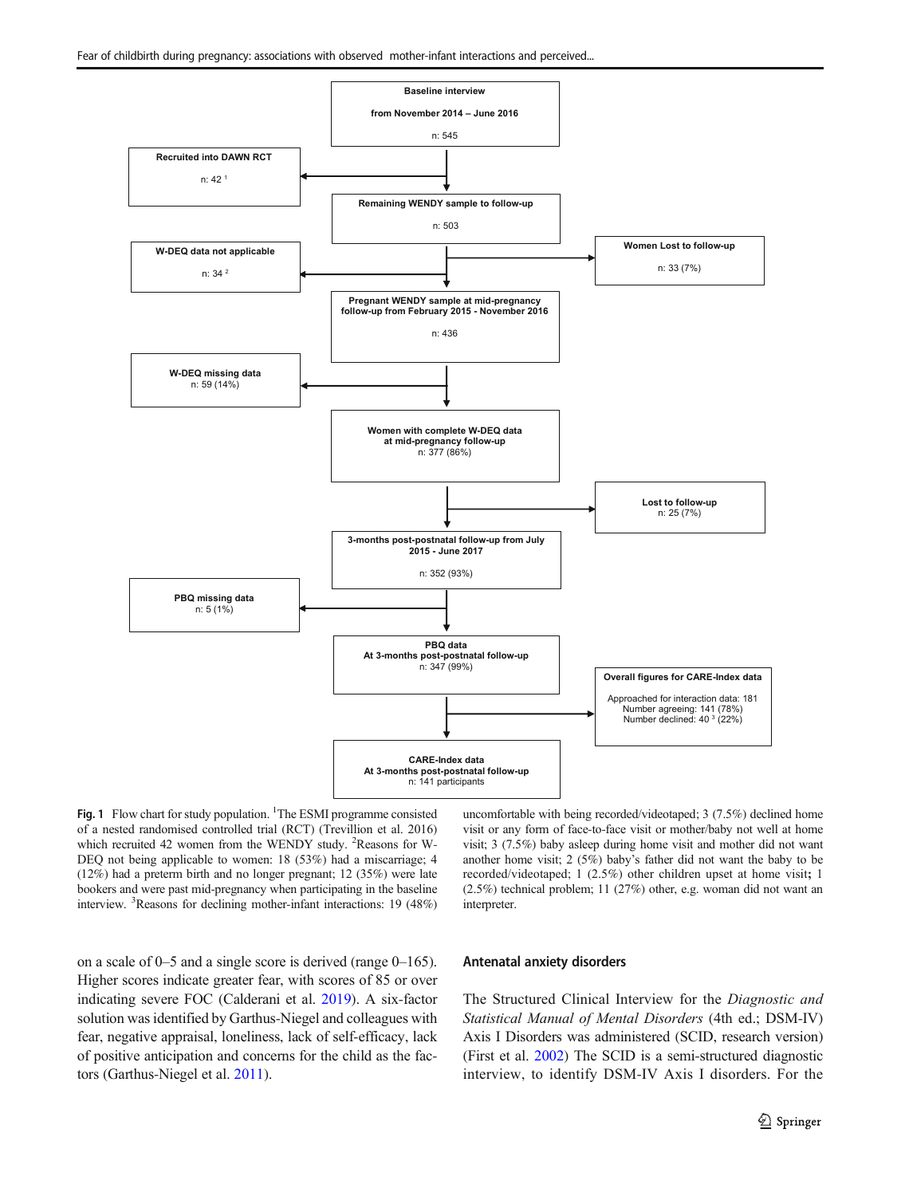Baseline interview

from November 2014 – June 2016

n: 545

Recruited into DAWN RCT

n: 42 [1]

Remaining WENDY sample to follow-up

n: 503

W-DEQ data not applicable

n: 34 [2]

Women Lost to follow-up

n: 33 (7%)

Pregnant WENDY sample at mid-pregnancy follow-up from February 2015 - November 2016

n: 436

W-DEQ missing data
n: 59 (14%)

Women with complete W-DEQ data at mid-pregnancy follow-up
n: 377 (86%)

Lost to follow-up
n: 25 (7%)

3-months post-postnatal follow-up from July 2015 - June 2017

n: 352 (93%)

PBQ missing data
n: 5 (1%)

PBQ data
At 3-months post-postnatal follow-up
n: 347 (99%)

Overall figures for CARE-Index data

Approached for interaction data: 181
Number agreeing: 141 (78%)
Number declined: 40 [3] (22%)

CARE-Index data
At 3-months post-postnatal follow-up
n: 141 participants

**Fig. 1** Flow chart for study population. [1]The ESMI programme consisted of a nested randomised controlled trial (RCT) (Trevillion et al. 2016) which recruited 42 women from the WENDY study. [2]Reasons for W-DEQ not being applicable to women: 18 (53%) had a miscarriage; 4 (12%) had a preterm birth and no longer pregnant; 12 (35%) were late bookers and were past mid-pregnancy when participating in the baseline interview. [3]Reasons for declining mother-infant interactions: 19 (48%) uncomfortable with being recorded/videotaped; 3 (7.5%) declined home visit or any form of face-to-face visit or mother/baby not well at home visit; 3 (7.5%) baby asleep during home visit and mother did not want another home visit; 2 (5%) baby's father did not want the baby to be recorded/videotaped; 1 (2.5%) other children upset at home visit; 1 (2.5%) technical problem; 11 (27%) other, e.g. woman did not want an interpreter.

on a scale of 0–5 and a single score is derived (range 0–165). Higher scores indicate greater fear, with scores of 85 or over indicating severe FOC (Calderani et al. 2019). A six-factor solution was identified by Garthus-Niegel and colleagues with fear, negative appraisal, loneliness, lack of self-efficacy, lack of positive anticipation and concerns for the child as the factors (Garthus-Niegel et al. 2011).

## Antenatal anxiety disorders

The Structured Clinical Interview for the *Diagnostic and Statistical Manual of Mental Disorders* (4th ed.; DSM-IV) Axis I Disorders was administered (SCID, research version) (First et al. 2002) The SCID is a semi-structured diagnostic interview, to identify DSM-IV Axis I disorders. For the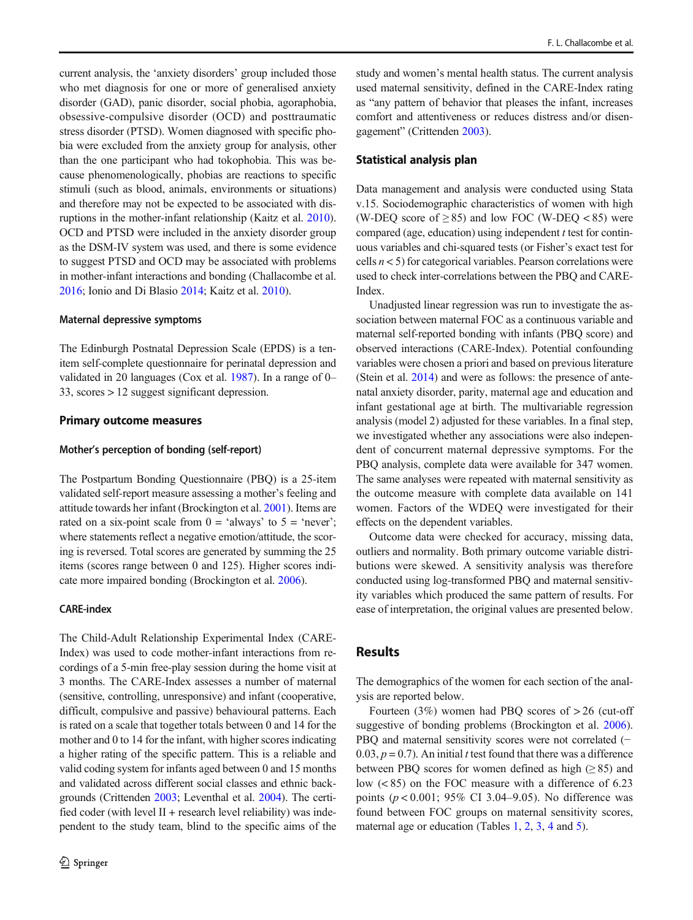current analysis, the 'anxiety disorders' group included those who met diagnosis for one or more of generalised anxiety disorder (GAD), panic disorder, social phobia, agoraphobia, obsessive-compulsive disorder (OCD) and posttraumatic stress disorder (PTSD). Women diagnosed with specific phobia were excluded from the anxiety group for analysis, other than the one participant who had tokophobia. This was because phenomenologically, phobias are reactions to specific stimuli (such as blood, animals, environments or situations) and therefore may not be expected to be associated with disruptions in the mother-infant relationship (Kaitz et al. 2010). OCD and PTSD were included in the anxiety disorder group as the DSM-IV system was used, and there is some evidence to suggest PTSD and OCD may be associated with problems in mother-infant interactions and bonding (Challacombe et al. 2016; Ionio and Di Blasio 2014; Kaitz et al. 2010).

#### Maternal depressive symptoms

The Edinburgh Postnatal Depression Scale (EPDS) is a ten-item self-complete questionnaire for perinatal depression and validated in 20 languages (Cox et al. 1987). In a range of 0–33, scores > 12 suggest significant depression.

### Primary outcome measures

#### Mother's perception of bonding (self-report)

The Postpartum Bonding Questionnaire (PBQ) is a 25-item validated self-report measure assessing a mother's feeling and attitude towards her infant (Brockington et al. 2001). Items are rated on a six-point scale from 0 = 'always' to 5 = 'never'; where statements reflect a negative emotion/attitude, the scoring is reversed. Total scores are generated by summing the 25 items (scores range between 0 and 125). Higher scores indicate more impaired bonding (Brockington et al. 2006).

#### CARE-index

The Child-Adult Relationship Experimental Index (CARE-Index) was used to code mother-infant interactions from recordings of a 5-min free-play session during the home visit at 3 months. The CARE-Index assesses a number of maternal (sensitive, controlling, unresponsive) and infant (cooperative, difficult, compulsive and passive) behavioural patterns. Each is rated on a scale that together totals between 0 and 14 for the mother and 0 to 14 for the infant, with higher scores indicating a higher rating of the specific pattern. This is a reliable and valid coding system for infants aged between 0 and 15 months and validated across different social classes and ethnic backgrounds (Crittenden 2003; Leventhal et al. 2004). The certified coder (with level II + research level reliability) was independent to the study team, blind to the specific aims of the study and women's mental health status. The current analysis used maternal sensitivity, defined in the CARE-Index rating as "any pattern of behavior that pleases the infant, increases comfort and attentiveness or reduces distress and/or disengagement" (Crittenden 2003).

### Statistical analysis plan

Data management and analysis were conducted using Stata v.15. Sociodemographic characteristics of women with high (W-DEQ score of ≥ 85) and low FOC (W-DEQ < 85) were compared (age, education) using independent *t* test for continuous variables and chi-squared tests (or Fisher's exact test for cells $n < 5$) for categorical variables. Pearson correlations were used to check inter-correlations between the PBQ and CARE-Index.

Unadjusted linear regression was run to investigate the association between maternal FOC as a continuous variable and maternal self-reported bonding with infants (PBQ score) and observed interactions (CARE-Index). Potential confounding variables were chosen a priori and based on previous literature (Stein et al. 2014) and were as follows: the presence of antenatal anxiety disorder, parity, maternal age and education and infant gestational age at birth. The multivariable regression analysis (model 2) adjusted for these variables. In a final step, we investigated whether any associations were also independent of concurrent maternal depressive symptoms. For the PBQ analysis, complete data were available for 347 women. The same analyses were repeated with maternal sensitivity as the outcome measure with complete data available on 141 women. Factors of the WDEQ were investigated for their effects on the dependent variables.

Outcome data were checked for accuracy, missing data, outliers and normality. Both primary outcome variable distributions were skewed. A sensitivity analysis was therefore conducted using log-transformed PBQ and maternal sensitivity variables which produced the same pattern of results. For ease of interpretation, the original values are presented below.

## Results

The demographics of the women for each section of the analysis are reported below.

Fourteen (3%) women had PBQ scores of > 26 (cut-off suggestive of bonding problems (Brockington et al. 2006). PBQ and maternal sensitivity scores were not correlated (−0.03, $p = 0.7$). An initial *t* test found that there was a difference between PBQ scores for women defined as high (≥ 85) and low (< 85) on the FOC measure with a difference of 6.23 points ($p < 0.001$; 95% CI 3.04–9.05). No difference was found between FOC groups on maternal sensitivity scores, maternal age or education (Tables 1, 2, 3, 4 and 5).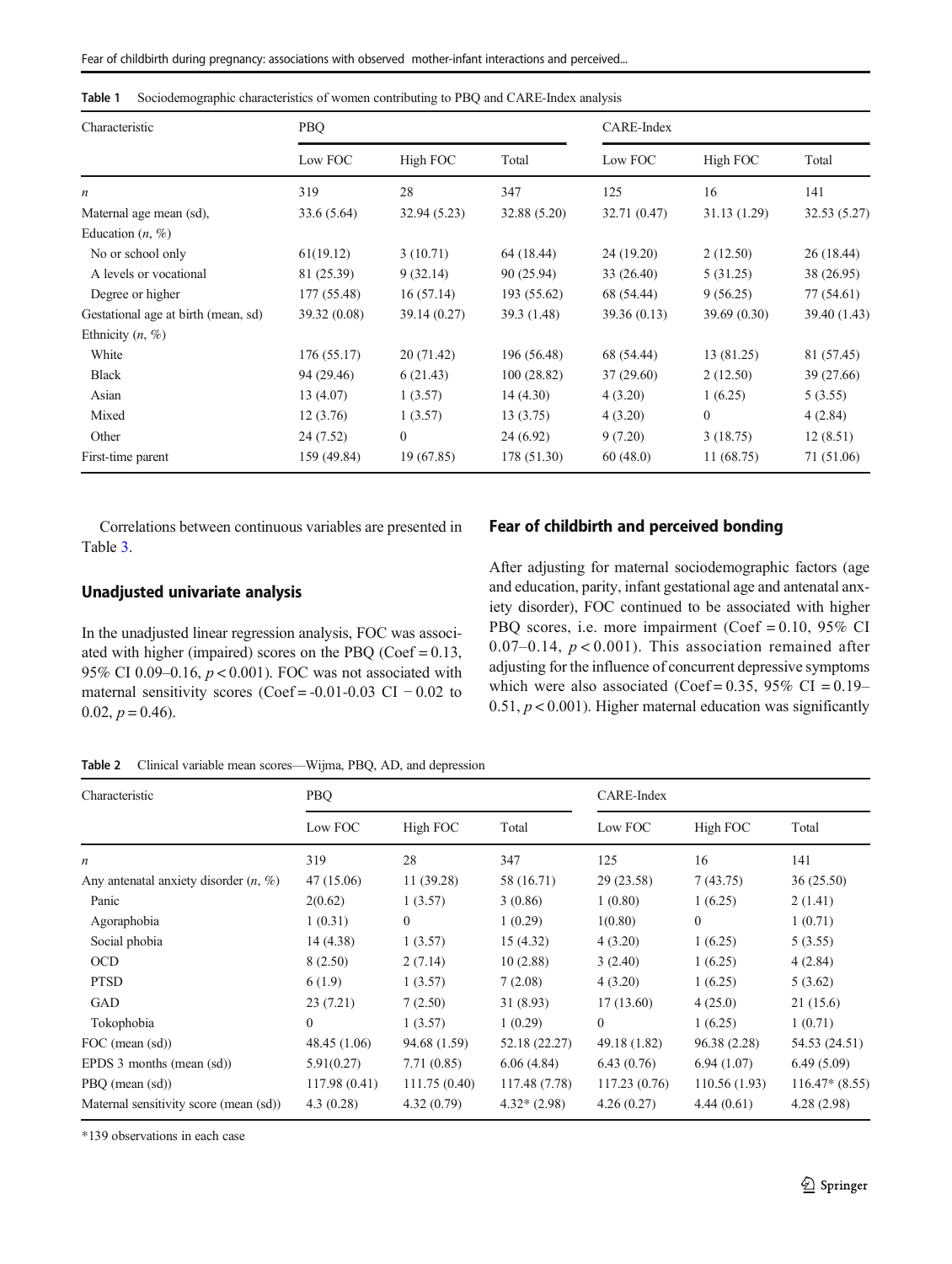**Table 1** Sociodemographic characteristics of women contributing to PBQ and CARE-Index analysis

| Characteristic | PBQ | | | CARE-Index | | |
|---|---|---|---|---|---|---|
| | Low FOC | High FOC | Total | Low FOC | High FOC | Total |
| *n* | 319 | 28 | 347 | 125 | 16 | 141 |
| Maternal age mean (sd), | 33.6 (5.64) | 32.94 (5.23) | 32.88 (5.20) | 32.71 (0.47) | 31.13 (1.29) | 32.53 (5.27) |
| Education (*n*, %) | | | | | | |
| No or school only | 61(19.12) | 3 (10.71) | 64 (18.44) | 24 (19.20) | 2 (12.50) | 26 (18.44) |
| A levels or vocational | 81 (25.39) | 9 (32.14) | 90 (25.94) | 33 (26.40) | 5 (31.25) | 38 (26.95) |
| Degree or higher | 177 (55.48) | 16 (57.14) | 193 (55.62) | 68 (54.44) | 9 (56.25) | 77 (54.61) |
| Gestational age at birth (mean, sd) | 39.32 (0.08) | 39.14 (0.27) | 39.3 (1.48) | 39.36 (0.13) | 39.69 (0.30) | 39.40 (1.43) |
| Ethnicity (*n*, %) | | | | | | |
| White | 176 (55.17) | 20 (71.42) | 196 (56.48) | 68 (54.44) | 13 (81.25) | 81 (57.45) |
| Black | 94 (29.46) | 6 (21.43) | 100 (28.82) | 37 (29.60) | 2 (12.50) | 39 (27.66) |
| Asian | 13 (4.07) | 1 (3.57) | 14 (4.30) | 4 (3.20) | 1 (6.25) | 5 (3.55) |
| Mixed | 12 (3.76) | 1 (3.57) | 13 (3.75) | 4 (3.20) | 0 | 4 (2.84) |
| Other | 24 (7.52) | 0 | 24 (6.92) | 9 (7.20) | 3 (18.75) | 12 (8.51) |
| First-time parent | 159 (49.84) | 19 (67.85) | 178 (51.30) | 60 (48.0) | 11 (68.75) | 71 (51.06) |

Correlations between continuous variables are presented in Table 3.

### Unadjusted univariate analysis

In the unadjusted linear regression analysis, FOC was associated with higher (impaired) scores on the PBQ (Coef = 0.13, 95% CI 0.09–0.16, $p < 0.001$). FOC was not associated with maternal sensitivity scores (Coef = -0.01-0.03 CI − 0.02 to 0.02, $p = 0.46$).

### Fear of childbirth and perceived bonding

After adjusting for maternal sociodemographic factors (age and education, parity, infant gestational age and antenatal anxiety disorder), FOC continued to be associated with higher PBQ scores, i.e. more impairment (Coef = 0.10, 95% CI 0.07–0.14, $p < 0.001$). This association remained after adjusting for the influence of concurrent depressive symptoms which were also associated (Coef = 0.35, 95% CI = 0.19–0.51, $p < 0.001$). Higher maternal education was significantly

**Table 2** Clinical variable mean scores—Wijma, PBQ, AD, and depression

| Characteristic | PBQ | | | CARE-Index | | |
|---|---|---|---|---|---|---|
| | Low FOC | High FOC | Total | Low FOC | High FOC | Total |
| *n* | 319 | 28 | 347 | 125 | 16 | 141 |
| Any antenatal anxiety disorder (*n*, %) | 47 (15.06) | 11 (39.28) | 58 (16.71) | 29 (23.58) | 7 (43.75) | 36 (25.50) |
| Panic | 2(0.62) | 1 (3.57) | 3 (0.86) | 1 (0.80) | 1 (6.25) | 2 (1.41) |
| Agoraphobia | 1 (0.31) | 0 | 1 (0.29) | 1(0.80) | 0 | 1 (0.71) |
| Social phobia | 14 (4.38) | 1 (3.57) | 15 (4.32) | 4 (3.20) | 1 (6.25) | 5 (3.55) |
| OCD | 8 (2.50) | 2 (7.14) | 10 (2.88) | 3 (2.40) | 1 (6.25) | 4 (2.84) |
| PTSD | 6 (1.9) | 1 (3.57) | 7 (2.08) | 4 (3.20) | 1 (6.25) | 5 (3.62) |
| GAD | 23 (7.21) | 7 (2.50) | 31 (8.93) | 17 (13.60) | 4 (25.0) | 21 (15.6) |
| Tokophobia | 0 | 1 (3.57) | 1 (0.29) | 0 | 1 (6.25) | 1 (0.71) |
| FOC (mean (sd)) | 48.45 (1.06) | 94.68 (1.59) | 52.18 (22.27) | 49.18 (1.82) | 96.38 (2.28) | 54.53 (24.51) |
| EPDS 3 months (mean (sd)) | 5.91(0.27) | 7.71 (0.85) | 6.06 (4.84) | 6.43 (0.76) | 6.94 (1.07) | 6.49 (5.09) |
| PBQ (mean (sd)) | 117.98 (0.41) | 111.75 (0.40) | 117.48 (7.78) | 117.23 (0.76) | 110.56 (1.93) | 116.47* (8.55) |
| Maternal sensitivity score (mean (sd)) | 4.3 (0.28) | 4.32 (0.79) | 4.32* (2.98) | 4.26 (0.27) | 4.44 (0.61) | 4.28 (2.98) |

*139 observations in each case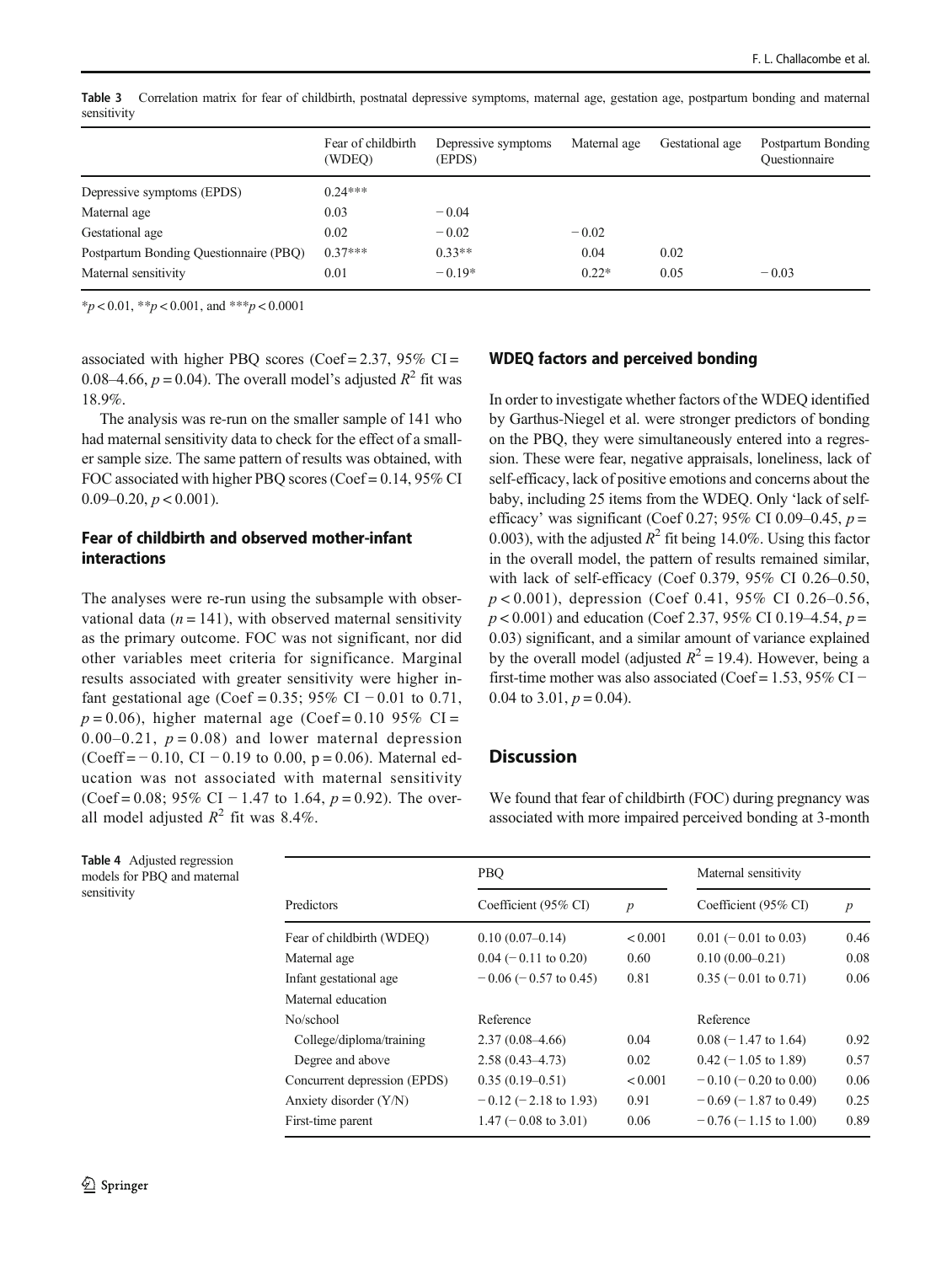Table 3 Correlation matrix for fear of childbirth, postnatal depressive symptoms, maternal age, gestation age, postpartum bonding and maternal sensitivity

| | Fear of childbirth (WDEQ) | Depressive symptoms (EPDS) | Maternal age | Gestational age | Postpartum Bonding Questionnaire |
|---|---|---|---|---|---|
| Depressive symptoms (EPDS) | 0.24*** | | | | |
| Maternal age | 0.03 | − 0.04 | | | |
| Gestational age | 0.02 | − 0.02 | − 0.02 | | |
| Postpartum Bonding Questionnaire (PBQ) | 0.37*** | 0.33** | 0.04 | 0.02 | |
| Maternal sensitivity | 0.01 | − 0.19* | 0.22* | 0.05 | − 0.03 |

*$p < 0.01$, **$p < 0.001$, and ***$p < 0.0001$

associated with higher PBQ scores (Coef = 2.37, 95% CI = 0.08–4.66, $p = 0.04$). The overall model's adjusted $R^2$ fit was 18.9%.

The analysis was re-run on the smaller sample of 141 who had maternal sensitivity data to check for the effect of a smaller sample size. The same pattern of results was obtained, with FOC associated with higher PBQ scores (Coef = 0.14, 95% CI 0.09–0.20, $p < 0.001$).

### Fear of childbirth and observed mother-infant interactions

The analyses were re-run using the subsample with observational data ($n = 141$), with observed maternal sensitivity as the primary outcome. FOC was not significant, nor did other variables meet criteria for significance. Marginal results associated with greater sensitivity were higher infant gestational age (Coef = 0.35; 95% CI − 0.01 to 0.71, $p = 0.06$), higher maternal age (Coef = 0.10 95% CI = 0.00–0.21, $p = 0.08$) and lower maternal depression (Coeff = − 0.10, CI − 0.19 to 0.00, p = 0.06). Maternal education was not associated with maternal sensitivity (Coef = 0.08; 95% CI − 1.47 to 1.64, $p = 0.92$). The overall model adjusted $R^2$ fit was 8.4%.

### WDEQ factors and perceived bonding

In order to investigate whether factors of the WDEQ identified by Garthus-Niegel et al. were stronger predictors of bonding on the PBQ, they were simultaneously entered into a regression. These were fear, negative appraisals, loneliness, lack of self-efficacy, lack of positive emotions and concerns about the baby, including 25 items from the WDEQ. Only 'lack of self-efficacy' was significant (Coef 0.27; 95% CI 0.09–0.45, $p = 0.003$), with the adjusted $R^2$ fit being 14.0%. Using this factor in the overall model, the pattern of results remained similar, with lack of self-efficacy (Coef 0.379, 95% CI 0.26–0.50, $p < 0.001$), depression (Coef 0.41, 95% CI 0.26–0.56, $p < 0.001$) and education (Coef 2.37, 95% CI 0.19–4.54, $p = 0.03$) significant, and a similar amount of variance explained by the overall model (adjusted $R^2 = 19.4$). However, being a first-time mother was also associated (Coef = 1.53, 95% CI − 0.04 to 3.01, $p = 0.04$).

## Discussion

We found that fear of childbirth (FOC) during pregnancy was associated with more impaired perceived bonding at 3-month

Table 4 Adjusted regression models for PBQ and maternal sensitivity

| | PBQ | | Maternal sensitivity | |
|---|---|---|---|---|
| Predictors | Coefficient (95% CI) | $p$ | Coefficient (95% CI) | $p$ |
| Fear of childbirth (WDEQ) | 0.10 (0.07–0.14) | < 0.001 | 0.01 (− 0.01 to 0.03) | 0.46 |
| Maternal age | 0.04 (− 0.11 to 0.20) | 0.60 | 0.10 (0.00–0.21) | 0.08 |
| Infant gestational age | − 0.06 (− 0.57 to 0.45) | 0.81 | 0.35 (− 0.01 to 0.71) | 0.06 |
| Maternal education | | | | |
| No/school | Reference | | Reference | |
| College/diploma/training | 2.37 (0.08–4.66) | 0.04 | 0.08 (− 1.47 to 1.64) | 0.92 |
| Degree and above | 2.58 (0.43–4.73) | 0.02 | 0.42 (− 1.05 to 1.89) | 0.57 |
| Concurrent depression (EPDS) | 0.35 (0.19–0.51) | < 0.001 | − 0.10 (− 0.20 to 0.00) | 0.06 |
| Anxiety disorder (Y/N) | − 0.12 (− 2.18 to 1.93) | 0.91 | − 0.69 (− 1.87 to 0.49) | 0.25 |
| First-time parent | 1.47 (− 0.08 to 3.01) | 0.06 | − 0.76 (− 1.15 to 1.00) | 0.89 |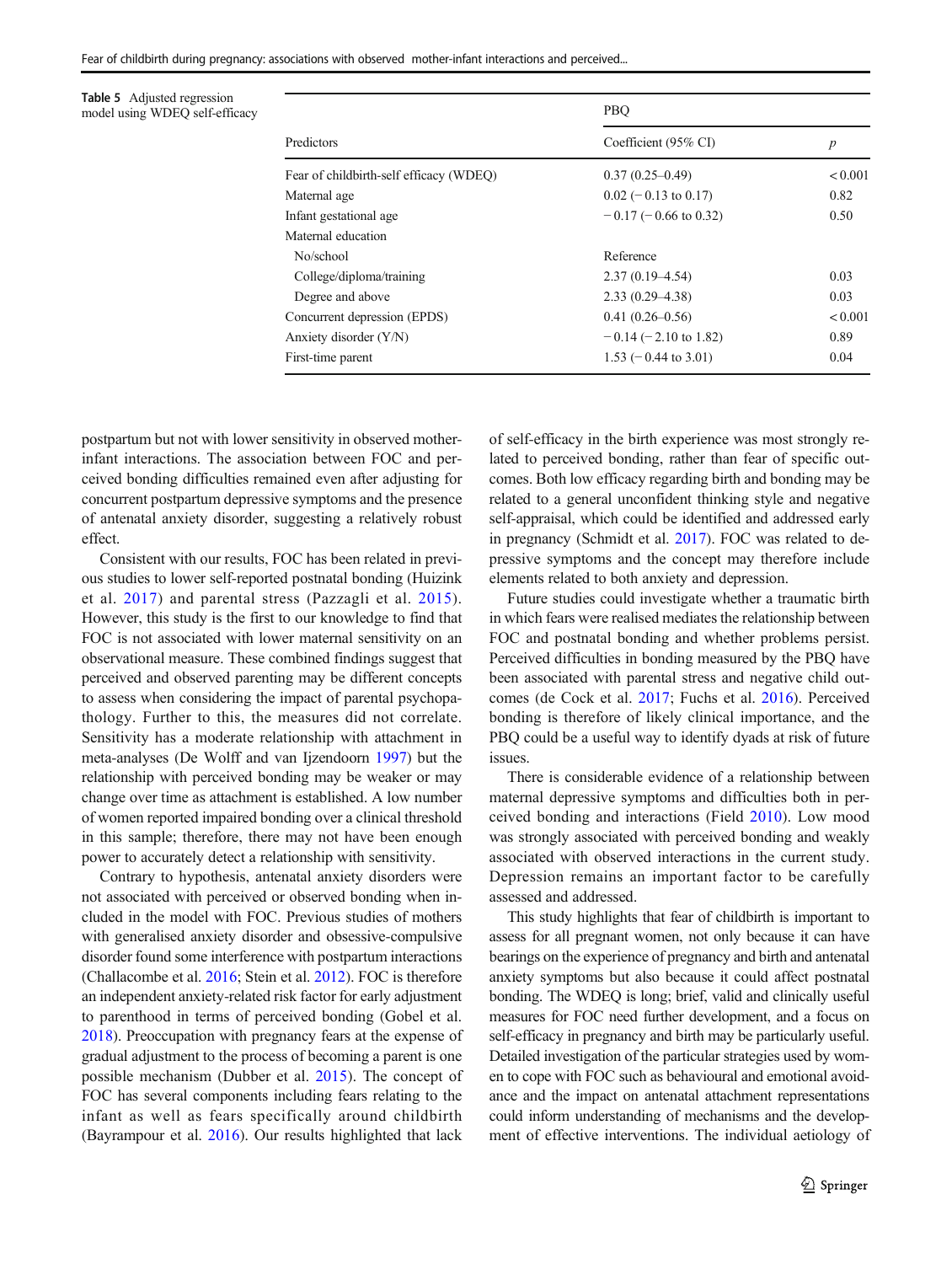**Table 5** Adjusted regression model using WDEQ self-efficacy

| Predictors | PBQ | |
|---|---|---|
| | Coefficient (95% CI) | *p* |
| Fear of childbirth-self efficacy (WDEQ) | 0.37 (0.25–0.49) | < 0.001 |
| Maternal age | 0.02 (− 0.13 to 0.17) | 0.82 |
| Infant gestational age | − 0.17 (− 0.66 to 0.32) | 0.50 |
| Maternal education | | |
| No/school | Reference | |
| College/diploma/training | 2.37 (0.19–4.54) | 0.03 |
| Degree and above | 2.33 (0.29–4.38) | 0.03 |
| Concurrent depression (EPDS) | 0.41 (0.26–0.56) | < 0.001 |
| Anxiety disorder (Y/N) | − 0.14 (− 2.10 to 1.82) | 0.89 |
| First-time parent | 1.53 (− 0.44 to 3.01) | 0.04 |

postpartum but not with lower sensitivity in observed mother-infant interactions. The association between FOC and perceived bonding difficulties remained even after adjusting for concurrent postpartum depressive symptoms and the presence of antenatal anxiety disorder, suggesting a relatively robust effect.

Consistent with our results, FOC has been related in previous studies to lower self-reported postnatal bonding (Huizink et al. 2017) and parental stress (Pazzagli et al. 2015). However, this study is the first to our knowledge to find that FOC is not associated with lower maternal sensitivity on an observational measure. These combined findings suggest that perceived and observed parenting may be different concepts to assess when considering the impact of parental psychopathology. Further to this, the measures did not correlate. Sensitivity has a moderate relationship with attachment in meta-analyses (De Wolff and van Ijzendoorn 1997) but the relationship with perceived bonding may be weaker or may change over time as attachment is established. A low number of women reported impaired bonding over a clinical threshold in this sample; therefore, there may not have been enough power to accurately detect a relationship with sensitivity.

Contrary to hypothesis, antenatal anxiety disorders were not associated with perceived or observed bonding when included in the model with FOC. Previous studies of mothers with generalised anxiety disorder and obsessive-compulsive disorder found some interference with postpartum interactions (Challacombe et al. 2016; Stein et al. 2012). FOC is therefore an independent anxiety-related risk factor for early adjustment to parenthood in terms of perceived bonding (Gobel et al. 2018). Preoccupation with pregnancy fears at the expense of gradual adjustment to the process of becoming a parent is one possible mechanism (Dubber et al. 2015). The concept of FOC has several components including fears relating to the infant as well as fears specifically around childbirth (Bayrampour et al. 2016). Our results highlighted that lack of self-efficacy in the birth experience was most strongly related to perceived bonding, rather than fear of specific outcomes. Both low efficacy regarding birth and bonding may be related to a general unconfident thinking style and negative self-appraisal, which could be identified and addressed early in pregnancy (Schmidt et al. 2017). FOC was related to depressive symptoms and the concept may therefore include elements related to both anxiety and depression.

Future studies could investigate whether a traumatic birth in which fears were realised mediates the relationship between FOC and postnatal bonding and whether problems persist. Perceived difficulties in bonding measured by the PBQ have been associated with parental stress and negative child outcomes (de Cock et al. 2017; Fuchs et al. 2016). Perceived bonding is therefore of likely clinical importance, and the PBQ could be a useful way to identify dyads at risk of future issues.

There is considerable evidence of a relationship between maternal depressive symptoms and difficulties both in perceived bonding and interactions (Field 2010). Low mood was strongly associated with perceived bonding and weakly associated with observed interactions in the current study. Depression remains an important factor to be carefully assessed and addressed.

This study highlights that fear of childbirth is important to assess for all pregnant women, not only because it can have bearings on the experience of pregnancy and birth and antenatal anxiety symptoms but also because it could affect postnatal bonding. The WDEQ is long; brief, valid and clinically useful measures for FOC need further development, and a focus on self-efficacy in pregnancy and birth may be particularly useful. Detailed investigation of the particular strategies used by women to cope with FOC such as behavioural and emotional avoidance and the impact on antenatal attachment representations could inform understanding of mechanisms and the development of effective interventions. The individual aetiology of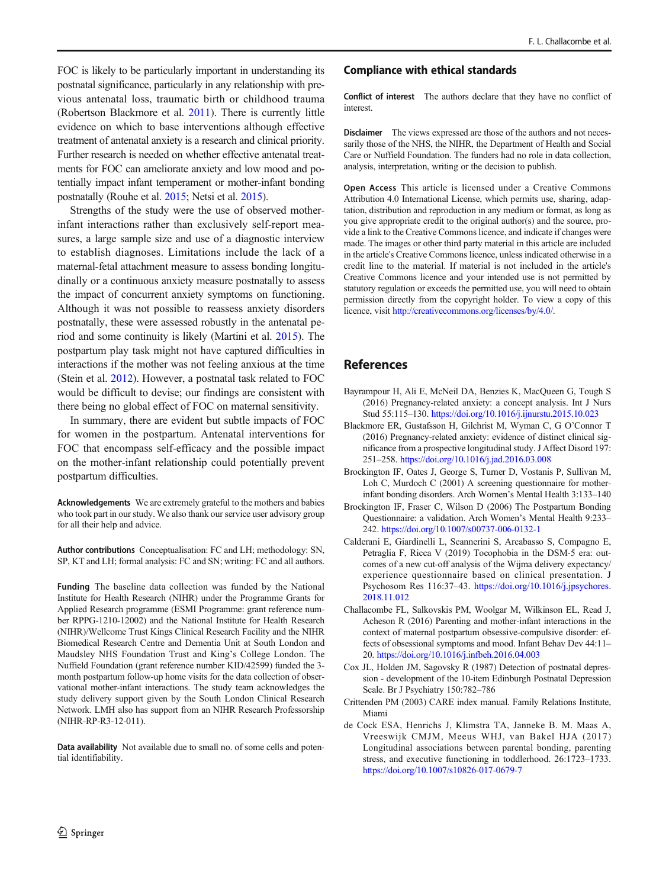FOC is likely to be particularly important in understanding its postnatal significance, particularly in any relationship with previous antenatal loss, traumatic birth or childhood trauma (Robertson Blackmore et al. 2011). There is currently little evidence on which to base interventions although effective treatment of antenatal anxiety is a research and clinical priority. Further research is needed on whether effective antenatal treatments for FOC can ameliorate anxiety and low mood and potentially impact infant temperament or mother-infant bonding postnatally (Rouhe et al. 2015; Netsi et al. 2015).

Strengths of the study were the use of observed mother-infant interactions rather than exclusively self-report measures, a large sample size and use of a diagnostic interview to establish diagnoses. Limitations include the lack of a maternal-fetal attachment measure to assess bonding longitudinally or a continuous anxiety measure postnatally to assess the impact of concurrent anxiety symptoms on functioning. Although it was not possible to reassess anxiety disorders postnatally, these were assessed robustly in the antenatal period and some continuity is likely (Martini et al. 2015). The postpartum play task might not have captured difficulties in interactions if the mother was not feeling anxious at the time (Stein et al. 2012). However, a postnatal task related to FOC would be difficult to devise; our findings are consistent with there being no global effect of FOC on maternal sensitivity.

In summary, there are evident but subtle impacts of FOC for women in the postpartum. Antenatal interventions for FOC that encompass self-efficacy and the possible impact on the mother-infant relationship could potentially prevent postpartum difficulties.

**Acknowledgements** We are extremely grateful to the mothers and babies who took part in our study. We also thank our service user advisory group for all their help and advice.

**Author contributions** Conceptualisation: FC and LH; methodology: SN, SP, KT and LH; formal analysis: FC and SN; writing: FC and all authors.

**Funding** The baseline data collection was funded by the National Institute for Health Research (NIHR) under the Programme Grants for Applied Research programme (ESMI Programme: grant reference number RPPG-1210-12002) and the National Institute for Health Research (NIHR)/Wellcome Trust Kings Clinical Research Facility and the NIHR Biomedical Research Centre and Dementia Unit at South London and Maudsley NHS Foundation Trust and King's College London. The Nuffield Foundation (grant reference number KID/42599) funded the 3-month postpartum follow-up home visits for the data collection of observational mother-infant interactions. The study team acknowledges the study delivery support given by the South London Clinical Research Network. LMH also has support from an NIHR Research Professorship (NIHR-RP-R3-12-011).

**Data availability** Not available due to small no. of some cells and potential identifiability.

## Compliance with ethical standards

**Conflict of interest** The authors declare that they have no conflict of interest.

**Disclaimer** The views expressed are those of the authors and not necessarily those of the NHS, the NIHR, the Department of Health and Social Care or Nuffield Foundation. The funders had no role in data collection, analysis, interpretation, writing or the decision to publish.

**Open Access** This article is licensed under a Creative Commons Attribution 4.0 International License, which permits use, sharing, adaptation, distribution and reproduction in any medium or format, as long as you give appropriate credit to the original author(s) and the source, provide a link to the Creative Commons licence, and indicate if changes were made. The images or other third party material in this article are included in the article's Creative Commons licence, unless indicated otherwise in a credit line to the material. If material is not included in the article's Creative Commons licence and your intended use is not permitted by statutory regulation or exceeds the permitted use, you will need to obtain permission directly from the copyright holder. To view a copy of this licence, visit http://creativecommons.org/licenses/by/4.0/.

## References

Bayrampour H, Ali E, McNeil DA, Benzies K, MacQueen G, Tough S (2016) Pregnancy-related anxiety: a concept analysis. Int J Nurs Stud 55:115–130. https://doi.org/10.1016/j.ijnurstu.2015.10.023

Blackmore ER, Gustafsson H, Gilchrist M, Wyman C, G O'Connor T (2016) Pregnancy-related anxiety: evidence of distinct clinical significance from a prospective longitudinal study. J Affect Disord 197: 251–258. https://doi.org/10.1016/j.jad.2016.03.008

Brockington IF, Oates J, George S, Turner D, Vostanis P, Sullivan M, Loh C, Murdoch C (2001) A screening questionnaire for mother-infant bonding disorders. Arch Women's Mental Health 3:133–140

Brockington IF, Fraser C, Wilson D (2006) The Postpartum Bonding Questionnaire: a validation. Arch Women's Mental Health 9:233–242. https://doi.org/10.1007/s00737-006-0132-1

Calderani E, Giardinelli L, Scannerini S, Arcabasso S, Compagno E, Petraglia F, Ricca V (2019) Tocophobia in the DSM-5 era: outcomes of a new cut-off analysis of the Wijma delivery expectancy/experience questionnaire based on clinical presentation. J Psychosom Res 116:37–43. https://doi.org/10.1016/j.jpsychores.2018.11.012

Challacombe FL, Salkovskis PM, Woolgar M, Wilkinson EL, Read J, Acheson R (2016) Parenting and mother-infant interactions in the context of maternal postpartum obsessive-compulsive disorder: effects of obsessional symptoms and mood. Infant Behav Dev 44:11–20. https://doi.org/10.1016/j.infbeh.2016.04.003

Cox JL, Holden JM, Sagovsky R (1987) Detection of postnatal depression - development of the 10-item Edinburgh Postnatal Depression Scale. Br J Psychiatry 150:782–786

Crittenden PM (2003) CARE index manual. Family Relations Institute, Miami

de Cock ESA, Henrichs J, Klimstra TA, Janneke B. M. Maas A, Vreeswijk CMJM, Meeus WHJ, van Bakel HJA (2017) Longitudinal associations between parental bonding, parenting stress, and executive functioning in toddlerhood. 26:1723–1733. https://doi.org/10.1007/s10826-017-0679-7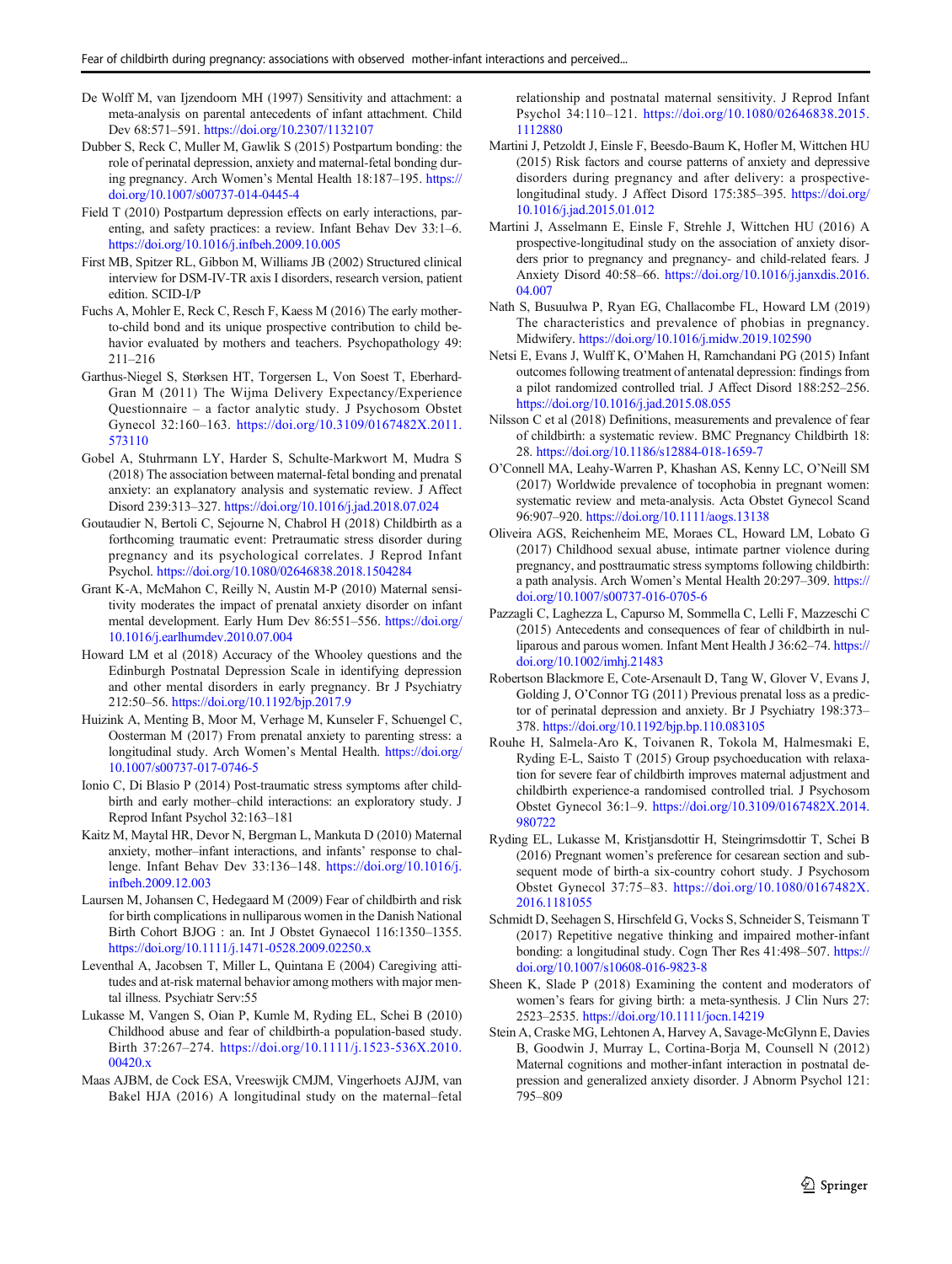De Wolff M, van Ijzendoorn MH (1997) Sensitivity and attachment: a meta-analysis on parental antecedents of infant attachment. Child Dev 68:571–591. https://doi.org/10.2307/1132107

Dubber S, Reck C, Muller M, Gawlik S (2015) Postpartum bonding: the role of perinatal depression, anxiety and maternal-fetal bonding during pregnancy. Arch Women's Mental Health 18:187–195. https://doi.org/10.1007/s00737-014-0445-4

Field T (2010) Postpartum depression effects on early interactions, parenting, and safety practices: a review. Infant Behav Dev 33:1–6. https://doi.org/10.1016/j.infbeh.2009.10.005

First MB, Spitzer RL, Gibbon M, Williams JB (2002) Structured clinical interview for DSM-IV-TR axis I disorders, research version, patient edition. SCID-I/P

Fuchs A, Mohler E, Reck C, Resch F, Kaess M (2016) The early mother-to-child bond and its unique prospective contribution to child behavior evaluated by mothers and teachers. Psychopathology 49:211–216

Garthus-Niegel S, Størksen HT, Torgersen L, Von Soest T, Eberhard-Gran M (2011) The Wijma Delivery Expectancy/Experience Questionnaire – a factor analytic study. J Psychosom Obstet Gynecol 32:160–163. https://doi.org/10.3109/0167482X.2011.573110

Gobel A, Stuhrmann LY, Harder S, Schulte-Markwort M, Mudra S (2018) The association between maternal-fetal bonding and prenatal anxiety: an explanatory analysis and systematic review. J Affect Disord 239:313–327. https://doi.org/10.1016/j.jad.2018.07.024

Goutaudier N, Bertoli C, Sejourne N, Chabrol H (2018) Childbirth as a forthcoming traumatic event: Pretraumatic stress disorder during pregnancy and its psychological correlates. J Reprod Infant Psychol. https://doi.org/10.1080/02646838.2018.1504284

Grant K-A, McMahon C, Reilly N, Austin M-P (2010) Maternal sensitivity moderates the impact of prenatal anxiety disorder on infant mental development. Early Hum Dev 86:551–556. https://doi.org/10.1016/j.earlhumdev.2010.07.004

Howard LM et al (2018) Accuracy of the Whooley questions and the Edinburgh Postnatal Depression Scale in identifying depression and other mental disorders in early pregnancy. Br J Psychiatry 212:50–56. https://doi.org/10.1192/bjp.2017.9

Huizink A, Menting B, Moor M, Verhage M, Kunseler F, Schuengel C, Oosterman M (2017) From prenatal anxiety to parenting stress: a longitudinal study. Arch Women's Mental Health. https://doi.org/10.1007/s00737-017-0746-5

Ionio C, Di Blasio P (2014) Post-traumatic stress symptoms after childbirth and early mother–child interactions: an exploratory study. J Reprod Infant Psychol 32:163–181

Kaitz M, Maytal HR, Devor N, Bergman L, Mankuta D (2010) Maternal anxiety, mother–infant interactions, and infants' response to challenge. Infant Behav Dev 33:136–148. https://doi.org/10.1016/j.infbeh.2009.12.003

Laursen M, Johansen C, Hedegaard M (2009) Fear of childbirth and risk for birth complications in nulliparous women in the Danish National Birth Cohort BJOG : an. Int J Obstet Gynaecol 116:1350–1355. https://doi.org/10.1111/j.1471-0528.2009.02250.x

Leventhal A, Jacobsen T, Miller L, Quintana E (2004) Caregiving attitudes and at-risk maternal behavior among mothers with major mental illness. Psychiatr Serv:55

Lukasse M, Vangen S, Oian P, Kumle M, Ryding EL, Schei B (2010) Childhood abuse and fear of childbirth-a population-based study. Birth 37:267–274. https://doi.org/10.1111/j.1523-536X.2010.00420.x

Maas AJBM, de Cock ESA, Vreeswijk CMJM, Vingerhoets AJJM, van Bakel HJA (2016) A longitudinal study on the maternal–fetal relationship and postnatal maternal sensitivity. J Reprod Infant Psychol 34:110–121. https://doi.org/10.1080/02646838.2015.1112880

Martini J, Petzoldt J, Einsle F, Beesdo-Baum K, Hofler M, Wittchen HU (2015) Risk factors and course patterns of anxiety and depressive disorders during pregnancy and after delivery: a prospective-longitudinal study. J Affect Disord 175:385–395. https://doi.org/10.1016/j.jad.2015.01.012

Martini J, Asselmann E, Einsle F, Strehle J, Wittchen HU (2016) A prospective-longitudinal study on the association of anxiety disorders prior to pregnancy and pregnancy- and child-related fears. J Anxiety Disord 40:58–66. https://doi.org/10.1016/j.janxdis.2016.04.007

Nath S, Busuulwa P, Ryan EG, Challacombe FL, Howard LM (2019) The characteristics and prevalence of phobias in pregnancy. Midwifery. https://doi.org/10.1016/j.midw.2019.102590

Netsi E, Evans J, Wulff K, O'Mahen H, Ramchandani PG (2015) Infant outcomes following treatment of antenatal depression: findings from a pilot randomized controlled trial. J Affect Disord 188:252–256. https://doi.org/10.1016/j.jad.2015.08.055

Nilsson C et al (2018) Definitions, measurements and prevalence of fear of childbirth: a systematic review. BMC Pregnancy Childbirth 18:28. https://doi.org/10.1186/s12884-018-1659-7

O'Connell MA, Leahy-Warren P, Khashan AS, Kenny LC, O'Neill SM (2017) Worldwide prevalence of tocophobia in pregnant women: systematic review and meta-analysis. Acta Obstet Gynecol Scand 96:907–920. https://doi.org/10.1111/aogs.13138

Oliveira AGS, Reichenheim ME, Moraes CL, Howard LM, Lobato G (2017) Childhood sexual abuse, intimate partner violence during pregnancy, and posttraumatic stress symptoms following childbirth: a path analysis. Arch Women's Mental Health 20:297–309. https://doi.org/10.1007/s00737-016-0705-6

Pazzagli C, Laghezza L, Capurso M, Sommella C, Lelli F, Mazzeschi C (2015) Antecedents and consequences of fear of childbirth in nulliparous and parous women. Infant Ment Health J 36:62–74. https://doi.org/10.1002/imhj.21483

Robertson Blackmore E, Cote-Arsenault D, Tang W, Glover V, Evans J, Golding J, O'Connor TG (2011) Previous prenatal loss as a predictor of perinatal depression and anxiety. Br J Psychiatry 198:373–378. https://doi.org/10.1192/bjp.bp.110.083105

Rouhe H, Salmela-Aro K, Toivanen R, Tokola M, Halmesmaki E, Ryding E-L, Saisto T (2015) Group psychoeducation with relaxation for severe fear of childbirth improves maternal adjustment and childbirth experience-a randomised controlled trial. J Psychosom Obstet Gynecol 36:1–9. https://doi.org/10.3109/0167482X.2014.980722

Ryding EL, Lukasse M, Kristjansdottir H, Steingrimsdottir T, Schei B (2016) Pregnant women's preference for cesarean section and subsequent mode of birth-a six-country cohort study. J Psychosom Obstet Gynecol 37:75–83. https://doi.org/10.1080/0167482X.2016.1181055

Schmidt D, Seehagen S, Hirschfeld G, Vocks S, Schneider S, Teismann T (2017) Repetitive negative thinking and impaired mother-infant bonding: a longitudinal study. Cogn Ther Res 41:498–507. https://doi.org/10.1007/s10608-016-9823-8

Sheen K, Slade P (2018) Examining the content and moderators of women's fears for giving birth: a meta-synthesis. J Clin Nurs 27:2523–2535. https://doi.org/10.1111/jocn.14219

Stein A, Craske MG, Lehtonen A, Harvey A, Savage-McGlynn E, Davies B, Goodwin J, Murray L, Cortina-Borja M, Counsell N (2012) Maternal cognitions and mother-infant interaction in postnatal depression and generalized anxiety disorder. J Abnorm Psychol 121:795–809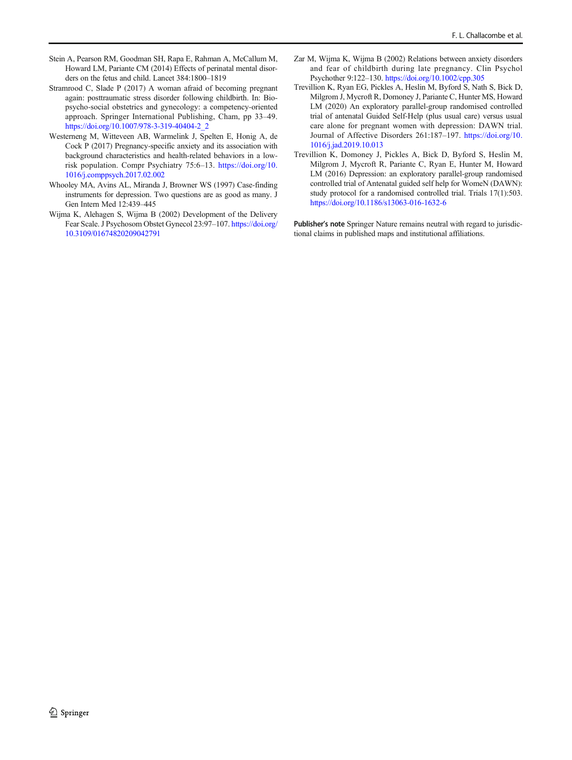Stein A, Pearson RM, Goodman SH, Rapa E, Rahman A, McCallum M, Howard LM, Pariante CM (2014) Effects of perinatal mental disorders on the fetus and child. Lancet 384:1800–1819

Stramrood C, Slade P (2017) A woman afraid of becoming pregnant again: posttraumatic stress disorder following childbirth. In: Bio-psycho-social obstetrics and gynecology: a competency-oriented approach. Springer International Publishing, Cham, pp 33–49. https://doi.org/10.1007/978-3-319-40404-2_2

Westerneng M, Witteveen AB, Warmelink J, Spelten E, Honig A, de Cock P (2017) Pregnancy-specific anxiety and its association with background characteristics and health-related behaviors in a low-risk population. Compr Psychiatry 75:6–13. https://doi.org/10.1016/j.comppsych.2017.02.002

Whooley MA, Avins AL, Miranda J, Browner WS (1997) Case-finding instruments for depression. Two questions are as good as many. J Gen Intern Med 12:439–445

Wijma K, Alehagen S, Wijma B (2002) Development of the Delivery Fear Scale. J Psychosom Obstet Gynecol 23:97–107. https://doi.org/10.3109/01674820209042791

Zar M, Wijma K, Wijma B (2002) Relations between anxiety disorders and fear of childbirth during late pregnancy. Clin Psychol Psychother 9:122–130. https://doi.org/10.1002/cpp.305

Trevillion K, Ryan EG, Pickles A, Heslin M, Byford S, Nath S, Bick D, Milgrom J, Mycroft R, Domoney J, Pariante C, Hunter MS, Howard LM (2020) An exploratory parallel-group randomised controlled trial of antenatal Guided Self-Help (plus usual care) versus usual care alone for pregnant women with depression: DAWN trial. Journal of Affective Disorders 261:187–197. https://doi.org/10.1016/j.jad.2019.10.013

Trevillion K, Domoney J, Pickles A, Bick D, Byford S, Heslin M, Milgrom J, Mycroft R, Pariante C, Ryan E, Hunter M, Howard LM (2016) Depression: an exploratory parallel-group randomised controlled trial of Antenatal guided self help for WomeN (DAWN): study protocol for a randomised controlled trial. Trials 17(1):503. https://doi.org/10.1186/s13063-016-1632-6

**Publisher's note** Springer Nature remains neutral with regard to jurisdictional claims in published maps and institutional affiliations.